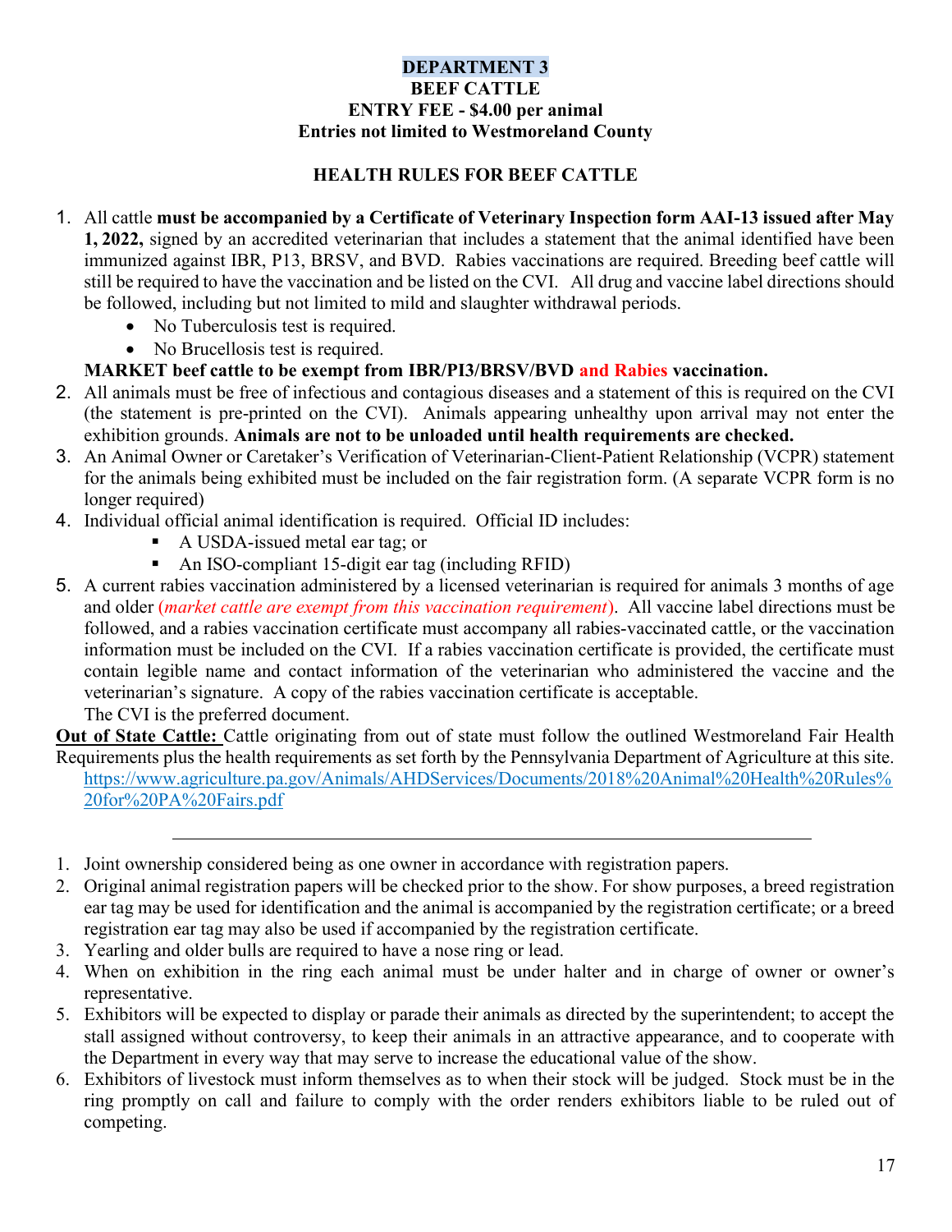# DEPARTMENT 3

## BEEF CATTLE

**ENTRY FEE - $4.00 per animal**

**Entries not limited to Westmoreland County**

### HEALTH RULES FOR BEEF CATTLE

1. All cattle **must be accompanied by a Certificate of Veterinary Inspection form AAI-13 issued after May 1, 2022,** signed by an accredited veterinarian that includes a statement that the animal identified have been immunized against IBR, P13, BRSV, and BVD. Rabies vaccinations are required. Breeding beef cattle will still be required to have the vaccination and be listed on the CVI. All drug and vaccine label directions should be followed, including but not limited to mild and slaughter withdrawal periods.
   - No Tuberculosis test is required.
   - No Brucellosis test is required.

   **MARKET beef cattle to be exempt from IBR/PI3/BRSV/BVD and Rabies vaccination.**
2. All animals must be free of infectious and contagious diseases and a statement of this is required on the CVI (the statement is pre-printed on the CVI). Animals appearing unhealthy upon arrival may not enter the exhibition grounds. **Animals are not to be unloaded until health requirements are checked.**
3. An Animal Owner or Caretaker's Verification of Veterinarian-Client-Patient Relationship (VCPR) statement for the animals being exhibited must be included on the fair registration form. (A separate VCPR form is no longer required)
4. Individual official animal identification is required. Official ID includes:
   - A USDA-issued metal ear tag; or
   - An ISO-compliant 15-digit ear tag (including RFID)
5. A current rabies vaccination administered by a licensed veterinarian is required for animals 3 months of age and older (*market cattle are exempt from this vaccination requirement*). All vaccine label directions must be followed, and a rabies vaccination certificate must accompany all rabies-vaccinated cattle, or the vaccination information must be included on the CVI. If a rabies vaccination certificate is provided, the certificate must contain legible name and contact information of the veterinarian who administered the vaccine and the veterinarian's signature. A copy of the rabies vaccination certificate is acceptable.

   The CVI is the preferred document.

**Out of State Cattle:** Cattle originating from out of state must follow the outlined Westmoreland Fair Health Requirements plus the health requirements as set forth by the Pennsylvania Department of Agriculture at this site. https://www.agriculture.pa.gov/Animals/AHDServices/Documents/2018%20Animal%20Health%20Rules%20for%20PA%20Fairs.pdf

---

1. Joint ownership considered being as one owner in accordance with registration papers.
2. Original animal registration papers will be checked prior to the show. For show purposes, a breed registration ear tag may be used for identification and the animal is accompanied by the registration certificate; or a breed registration ear tag may also be used if accompanied by the registration certificate.
3. Yearling and older bulls are required to have a nose ring or lead.
4. When on exhibition in the ring each animal must be under halter and in charge of owner or owner's representative.
5. Exhibitors will be expected to display or parade their animals as directed by the superintendent; to accept the stall assigned without controversy, to keep their animals in an attractive appearance, and to cooperate with the Department in every way that may serve to increase the educational value of the show.
6. Exhibitors of livestock must inform themselves as to when their stock will be judged. Stock must be in the ring promptly on call and failure to comply with the order renders exhibitors liable to be ruled out of competing.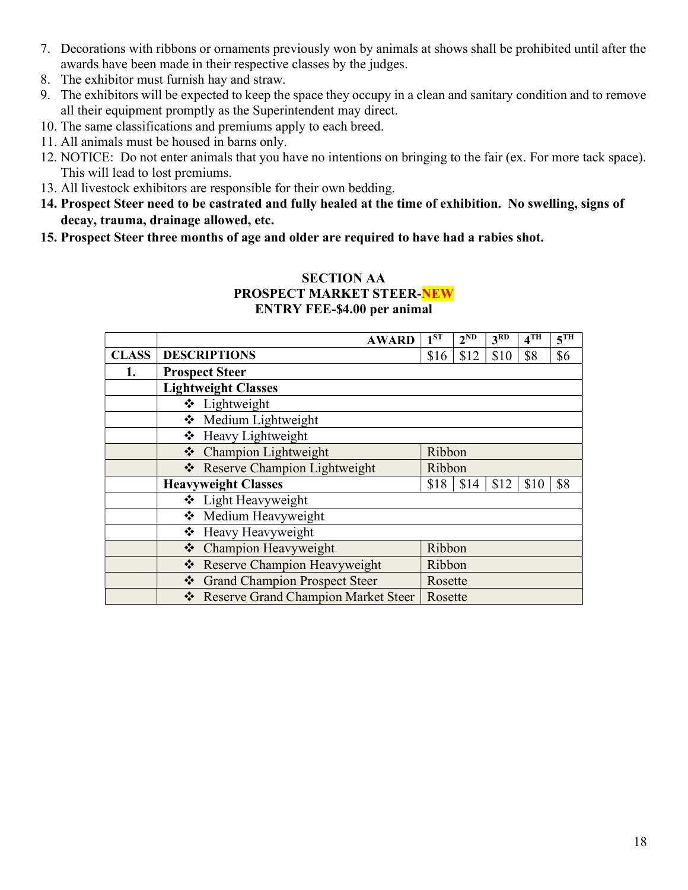7. Decorations with ribbons or ornaments previously won by animals at shows shall be prohibited until after the awards have been made in their respective classes by the judges.
8. The exhibitor must furnish hay and straw.
9. The exhibitors will be expected to keep the space they occupy in a clean and sanitary condition and to remove all their equipment promptly as the Superintendent may direct.
10. The same classifications and premiums apply to each breed.
11. All animals must be housed in barns only.
12. NOTICE: Do not enter animals that you have no intentions on bringing to the fair (ex. For more tack space). This will lead to lost premiums.
13. All livestock exhibitors are responsible for their own bedding.
14. **Prospect Steer need to be castrated and fully healed at the time of exhibition. No swelling, signs of decay, trauma, drainage allowed, etc.**
15. **Prospect Steer three months of age and older are required to have had a rabies shot.**

**SECTION AA**
**PROSPECT MARKET STEER-NEW**
**ENTRY FEE-$4.00 per animal**

| | **AWARD** | **1ST** | **2ND** | **3RD** | **4TH** | **5TH** |
|---|---|---|---|---|---|---|
| **CLASS** | **DESCRIPTIONS** | $16 | $12 | $10 | $8 | $6 |
| **1.** | **Prospect Steer** | | | | | |
| | **Lightweight Classes** | | | | | |
| | ❖ Lightweight | | | | | |
| | ❖ Medium Lightweight | | | | | |
| | ❖ Heavy Lightweight | | | | | |
| | ❖ Champion Lightweight | Ribbon | | | | |
| | ❖ Reserve Champion Lightweight | Ribbon | | | | |
| | **Heavyweight Classes** | $18 | $14 | $12 | $10 | $8 |
| | ❖ Light Heavyweight | | | | | |
| | ❖ Medium Heavyweight | | | | | |
| | ❖ Heavy Heavyweight | | | | | |
| | ❖ Champion Heavyweight | Ribbon | | | | |
| | ❖ Reserve Champion Heavyweight | Ribbon | | | | |
| | ❖ Grand Champion Prospect Steer | Rosette | | | | |
| | ❖ Reserve Grand Champion Market Steer | Rosette | | | | |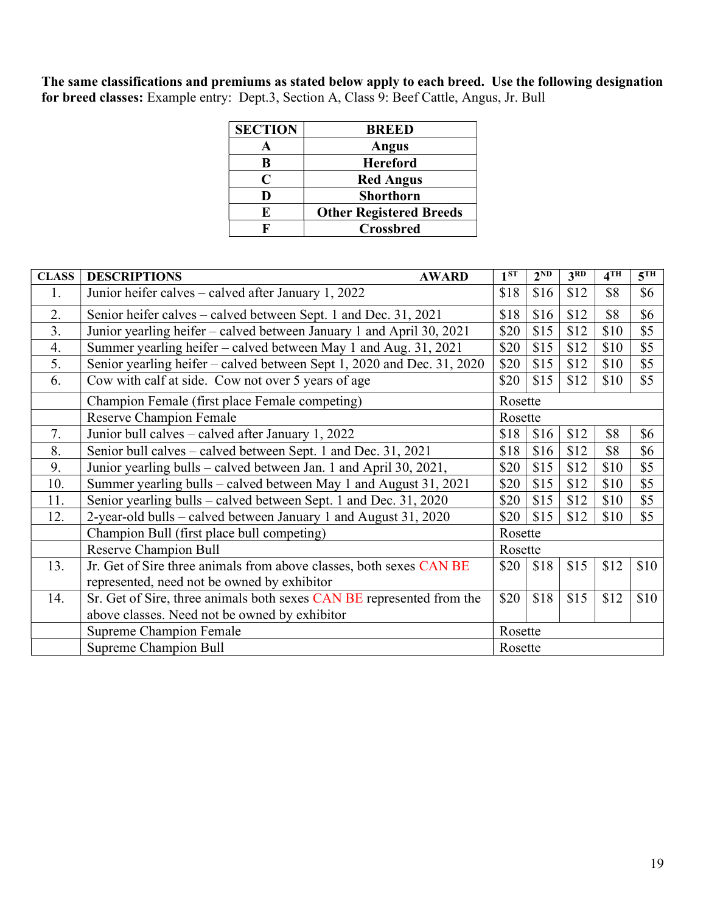**The same classifications and premiums as stated below apply to each breed. Use the following designation for breed classes:** Example entry: Dept.3, Section A, Class 9: Beef Cattle, Angus, Jr. Bull

| SECTION | BREED |
|---|---|
| A | Angus |
| B | Hereford |
| C | Red Angus |
| D | Shorthorn |
| E | Other Registered Breeds |
| F | Crossbred |

| CLASS | DESCRIPTIONS AWARD | 1ST | 2ND | 3RD | 4TH | 5TH |
|---|---|---|---|---|---|---|
| 1. | Junior heifer calves – calved after January 1, 2022 | $18 | $16 | $12 | $8 | $6 |
| 2. | Senior heifer calves – calved between Sept. 1 and Dec. 31, 2021 | $18 | $16 | $12 | $8 | $6 |
| 3. | Junior yearling heifer – calved between January 1 and April 30, 2021 | $20 | $15 | $12 | $10 | $5 |
| 4. | Summer yearling heifer – calved between May 1 and Aug. 31, 2021 | $20 | $15 | $12 | $10 | $5 |
| 5. | Senior yearling heifer – calved between Sept 1, 2020 and Dec. 31, 2020 | $20 | $15 | $12 | $10 | $5 |
| 6. | Cow with calf at side. Cow not over 5 years of age | $20 | $15 | $12 | $10 | $5 |
| | Champion Female (first place Female competing) | Rosette | | | | |
| | Reserve Champion Female | Rosette | | | | |
| 7. | Junior bull calves – calved after January 1, 2022 | $18 | $16 | $12 | $8 | $6 |
| 8. | Senior bull calves – calved between Sept. 1 and Dec. 31, 2021 | $18 | $16 | $12 | $8 | $6 |
| 9. | Junior yearling bulls – calved between Jan. 1 and April 30, 2021, | $20 | $15 | $12 | $10 | $5 |
| 10. | Summer yearling bulls – calved between May 1 and August 31, 2021 | $20 | $15 | $12 | $10 | $5 |
| 11. | Senior yearling bulls – calved between Sept. 1 and Dec. 31, 2020 | $20 | $15 | $12 | $10 | $5 |
| 12. | 2-year-old bulls – calved between January 1 and August 31, 2020 | $20 | $15 | $12 | $10 | $5 |
| | Champion Bull (first place bull competing) | Rosette | | | | |
| | Reserve Champion Bull | Rosette | | | | |
| 13. | Jr. Get of Sire three animals from above classes, both sexes CAN BE represented, need not be owned by exhibitor | $20 | $18 | $15 | $12 | $10 |
| 14. | Sr. Get of Sire, three animals both sexes CAN BE represented from the above classes. Need not be owned by exhibitor | $20 | $18 | $15 | $12 | $10 |
| | Supreme Champion Female | Rosette | | | | |
| | Supreme Champion Bull | Rosette | | | | |